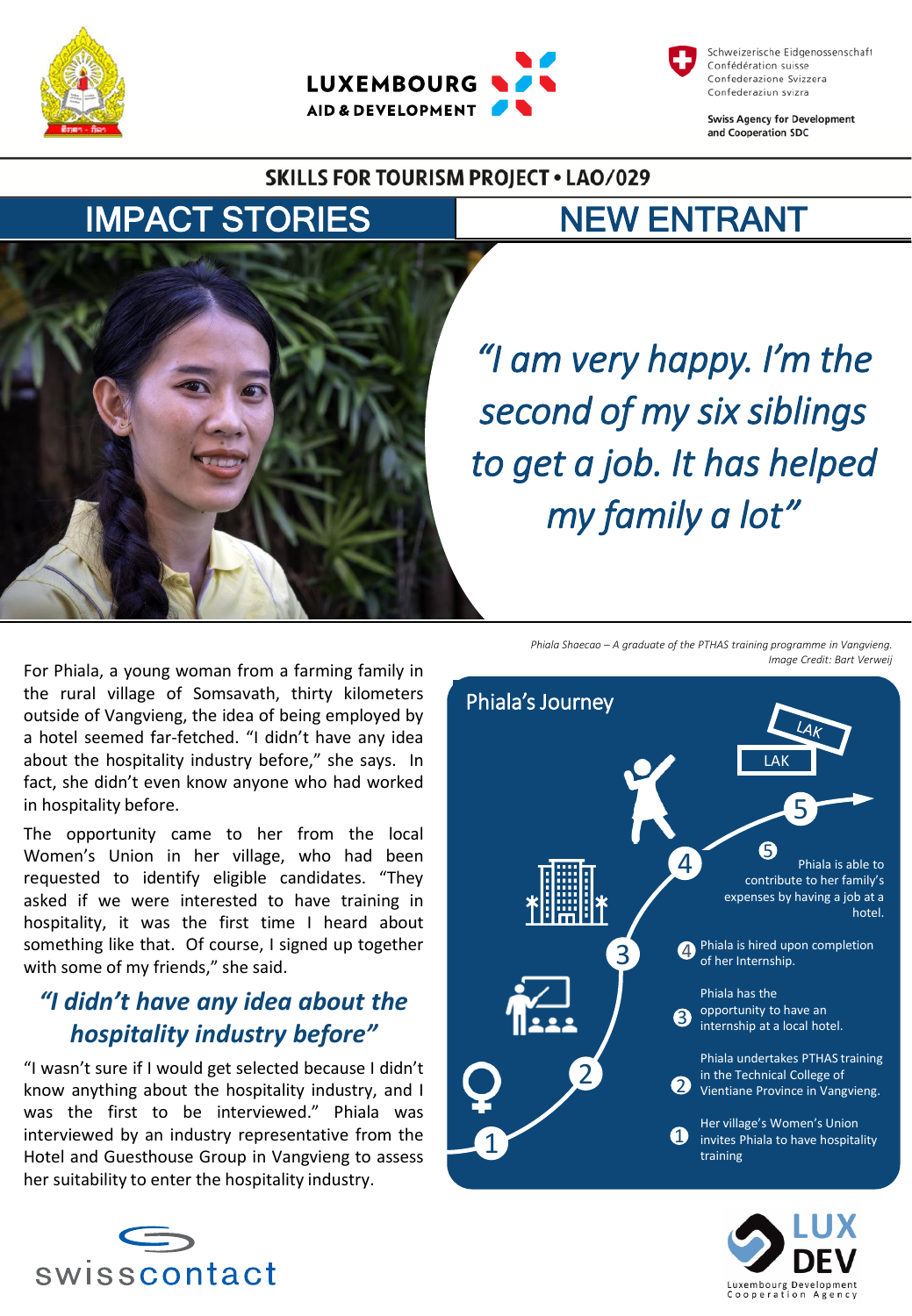Schweizerische Eidgenossenschaft
Confédération suisse
Confederazione Svizzera
Confederaziun svizra

Swiss Agency for Development and Cooperation SDC

LUXEMBOURG AID & DEVELOPMENT

**SKILLS FOR TOURISM PROJECT • LAO/029**

# IMPACT STORIES

# NEW ENTRANT

*"I am very happy. I'm the second of my six siblings to get a job. It has helped my family a lot"*

*Phiala Shaecao – A graduate of the PTHAS training programme in Vangvieng. Image Credit: Bart Verweij*

For Phiala, a young woman from a farming family in the rural village of Somsavath, thirty kilometers outside of Vangvieng, the idea of being employed by a hotel seemed far-fetched. "I didn't have any idea about the hospitality industry before," she says. In fact, she didn't even know anyone who had worked in hospitality before.

The opportunity came to her from the local Women's Union in her village, who had been requested to identify eligible candidates. "They asked if we were interested to have training in hospitality, it was the first time I heard about something like that. Of course, I signed up together with some of my friends," she said.

## *"I didn't have any idea about the hospitality industry before"*

"I wasn't sure if I would get selected because I didn't know anything about the hospitality industry, and I was the first to be interviewed." Phiala was interviewed by an industry representative from the Hotel and Guesthouse Group in Vangvieng to assess her suitability to enter the hospitality industry.

## Phiala's Journey

1. Her village's Women's Union invites Phiala to have hospitality training
2. Phiala undertakes PTHAS training in the Technical College of Vientiane Province in Vangvieng.
3. Phiala has the opportunity to have an internship at a local hotel.
4. Phiala is hired upon completion of her Internship.
5. Phiala is able to contribute to her family's expenses by having a job at a hotel.

swisscontact

LUX DEV Luxembourg Development Cooperation Agency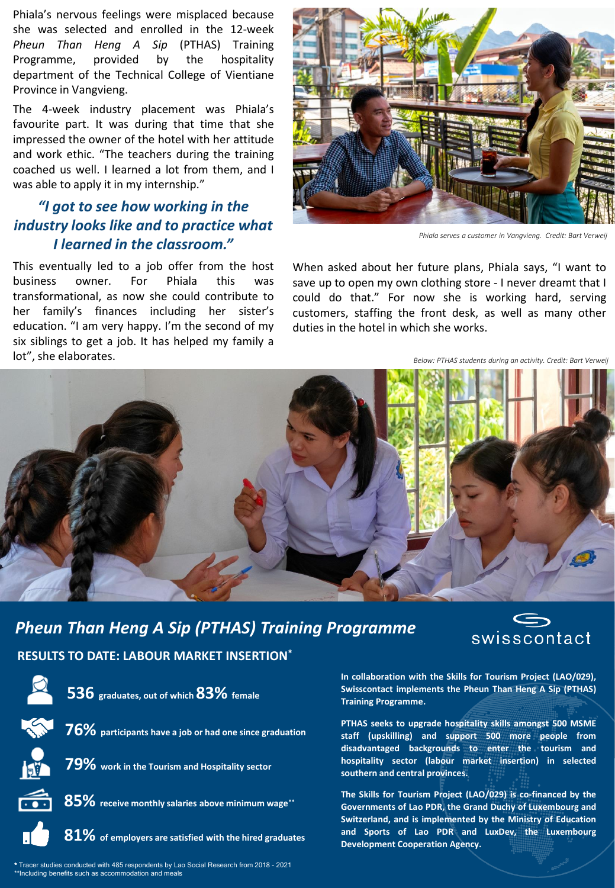Phiala's nervous feelings were misplaced because she was selected and enrolled in the 12-week *Pheun Than Heng A Sip* (PTHAS) Training Programme, provided by the hospitality department of the Technical College of Vientiane Province in Vangvieng.

The 4-week industry placement was Phiala's favourite part. It was during that time that she impressed the owner of the hotel with her attitude and work ethic. "The teachers during the training coached us well. I learned a lot from them, and I was able to apply it in my internship."

***"I got to see how working in the industry looks like and to practice what I learned in the classroom."***

This eventually led to a job offer from the host business owner. For Phiala this was transformational, as now she could contribute to her family's finances including her sister's education. "I am very happy. I'm the second of my six siblings to get a job. It has helped my family a lot", she elaborates.

*Phiala serves a customer in Vangvieng. Credit: Bart Verweij*

When asked about her future plans, Phiala says, "I want to save up to open my own clothing store - I never dreamt that I could do that." For now she is working hard, serving customers, staffing the front desk, as well as many other duties in the hotel in which she works.

*Below: PTHAS students during an activity. Credit: Bart Verweij*

## *Pheun Than Heng A Sip (PTHAS) Training Programme*

swisscontact

### RESULTS TO DATE: LABOUR MARKET INSERTION*

- **536** graduates, out of which **83%** female
- **76%** participants have a job or had one since graduation
- **79%** work in the Tourism and Hospitality sector
- **85%** receive monthly salaries above minimum wage**
- **81%** of employers are satisfied with the hired graduates

**In collaboration with the Skills for Tourism Project (LAO/029), Swisscontact implements the Pheun Than Heng A Sip (PTHAS) Training Programme.**

**PTHAS seeks to upgrade hospitality skills amongst 500 MSME staff (upskilling) and support 500 more people from disadvantaged backgrounds to enter the tourism and hospitality sector (labour market insertion) in selected southern and central provinces.**

**The Skills for Tourism Project (LAO/029) is co-financed by the Governments of Lao PDR, the Grand Duchy of Luxembourg and Switzerland, and is implemented by the Ministry of Education and Sports of Lao PDR and LuxDev, the Luxembourg Development Cooperation Agency.**

\* Tracer studies conducted with 485 respondents by Lao Social Research from 2018 - 2021
\*\*Including benefits such as accommodation and meals